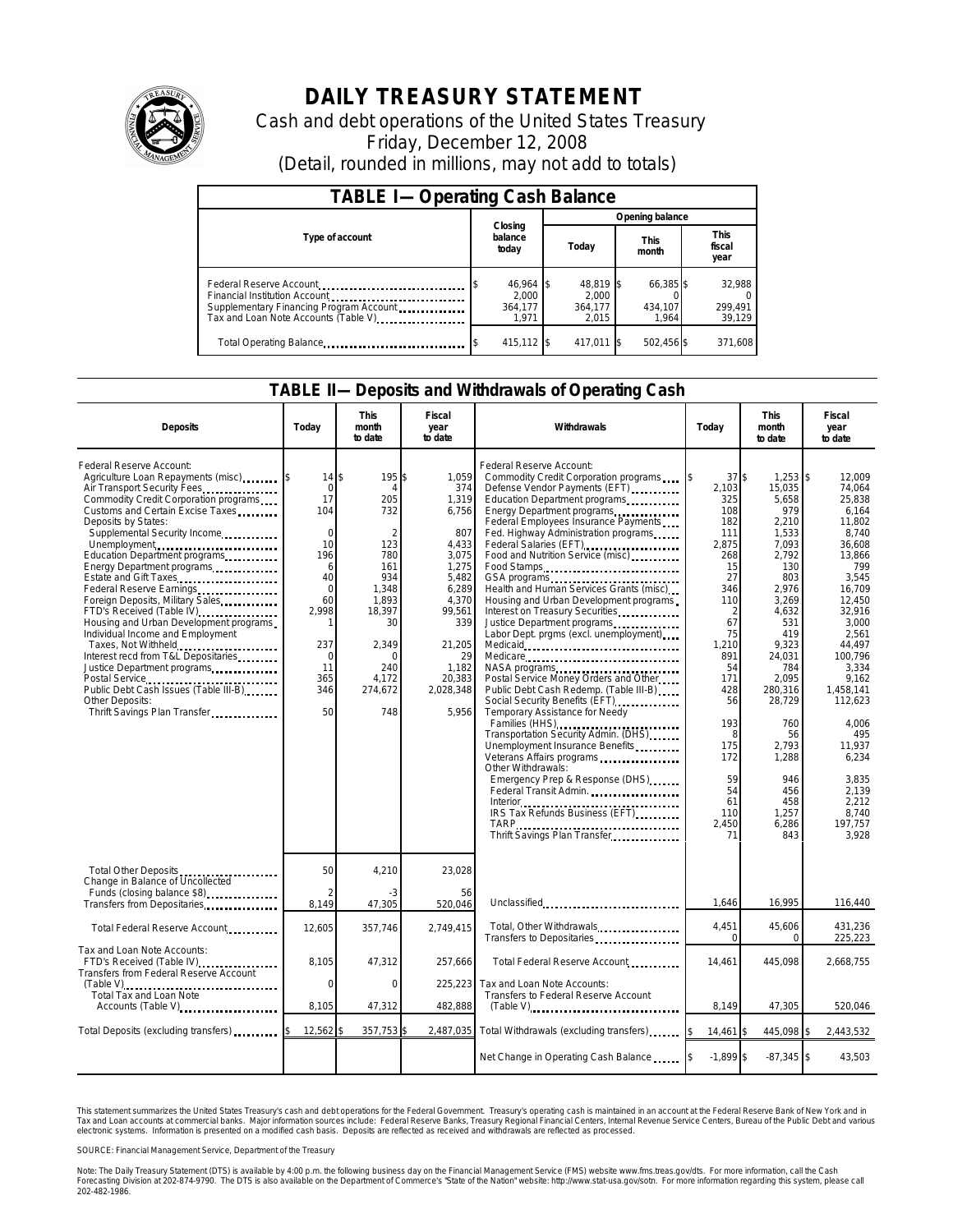# DAILY TREASURY STATEMENT

Cash and debt operations of the United States Treasury

Friday, December 12, 2008

(Detail, rounded in millions, may not add to totals)

## TABLE I—Operating Cash Balance

| Type of account | Closing balance today | Opening balance Today | Opening balance This month | Opening balance This fiscal year |
|---|---|---|---|---|
| Federal Reserve Account | $ 46,964 | $ 48,819 | $ 66,385 | $ 32,988 |
| Financial Institution Account | 2,000 | 2,000 | 0 | 0 |
| Supplementary Financing Program Account | 364,177 | 364,177 | 434,107 | 299,491 |
| Tax and Loan Note Accounts (Table V) | 1,971 | 2,015 | 1,964 | 39,129 |
| Total Operating Balance | $ 415,112 | $ 417,011 | $ 502,456 | $ 371,608 |

## TABLE II—Deposits and Withdrawals of Operating Cash

| Deposits | Today | This month to date | Fiscal year to date | Withdrawals | Today | This month to date | Fiscal year to date |
|---|---|---|---|---|---|---|---|
| Federal Reserve Account: | | | | Federal Reserve Account: | | | |
| Agriculture Loan Repayments (misc) | $ 14 | $ 195 | $ 1,059 | Commodity Credit Corporation programs | $ 37 | $ 1,253 | $ 12,009 |
| Air Transport Security Fees | 0 | 4 | 374 | Defense Vendor Payments (EFT) | 2,103 | 15,035 | 74,064 |
| Commodity Credit Corporation programs | 17 | 205 | 1,319 | Education Department programs | 325 | 5,658 | 25,838 |
| Customs and Certain Excise Taxes | 104 | 732 | 6,756 | Energy Department programs | 108 | 979 | 6,164 |
| Deposits by States: | | | | Federal Employees Insurance Payments | 182 | 2,210 | 11,802 |
| Supplemental Security Income | 0 | 2 | 807 | Fed. Highway Administration programs | 111 | 1,533 | 8,740 |
| Unemployment | 10 | 123 | 4,433 | Federal Salaries (EFT) | 2,875 | 7,093 | 36,608 |
| Education Department programs | 196 | 780 | 3,075 | Food and Nutrition Service (misc) | 268 | 2,792 | 13,866 |
| Energy Department programs | 6 | 161 | 1,275 | Food Stamps | 15 | 130 | 799 |
| Estate and Gift Taxes | 40 | 934 | 5,482 | GSA programs | 27 | 803 | 3,545 |
| Federal Reserve Earnings | 0 | 1,348 | 6,289 | Health and Human Services Grants (misc) | 346 | 2,976 | 16,709 |
| Foreign Deposits, Military Sales | 60 | 1,893 | 4,370 | Housing and Urban Development programs | 110 | 3,269 | 12,450 |
| FTD's Received (Table IV) | 2,998 | 18,397 | 99,561 | Interest on Treasury Securities | 2 | 4,632 | 32,916 |
| Housing and Urban Development programs | 1 | 30 | 339 | Justice Department programs | 67 | 531 | 3,000 |
| Individual Income and Employment | | | | Labor Dept. prgms (excl. unemployment) | 75 | 419 | 2,561 |
| Taxes, Not Withheld | 237 | 2,349 | 21,205 | Medicaid | 1,210 | 9,323 | 44,497 |
| Interest recd from T&L Depositaries | 0 | 0 | 29 | Medicare | 891 | 24,031 | 100,796 |
| Justice Department programs | 11 | 240 | 1,182 | NASA programs | 54 | 784 | 3,334 |
| Postal Service | 365 | 4,172 | 20,383 | Postal Service Money Orders and Other | 171 | 2,095 | 9,162 |
| Public Debt Cash Issues (Table III-B) | 346 | 274,672 | 2,028,348 | Public Debt Cash Redemp. (Table III-B) | 428 | 280,316 | 1,458,141 |
| Other Deposits: | | | | Social Security Benefits (EFT) | 56 | 28,729 | 112,623 |
| Thrift Savings Plan Transfer | 50 | 748 | 5,956 | Temporary Assistance for Needy | | | |
| | | | | Families (HHS) | 193 | 760 | 4,006 |
| | | | | Transportation Security Admin. (DHS) | 8 | 56 | 495 |
| | | | | Unemployment Insurance Benefits | 175 | 2,793 | 11,937 |
| | | | | Veterans Affairs programs | 172 | 1,288 | 6,234 |
| | | | | Other Withdrawals: | | | |
| | | | | Emergency Prep & Response (DHS) | 59 | 946 | 3,835 |
| | | | | Federal Transit Admin. | 54 | 456 | 2,139 |
| | | | | Interior | 61 | 458 | 2,212 |
| | | | | IRS Tax Refunds Business (EFT) | 110 | 1,257 | 8,740 |
| | | | | TARP | 2,450 | 6,286 | 197,757 |
| | | | | Thrift Savings Plan Transfer | 71 | 843 | 3,928 |
| Total Other Deposits | 50 | 4,210 | 23,028 | | | | |
| Change in Balance of Uncollected Funds (closing balance $8) | 2 | -3 | 56 | | | | |
| Transfers from Depositaries | 8,149 | 47,305 | 520,046 | Unclassified | 1,646 | 16,995 | 116,440 |
| Total Federal Reserve Account | 12,605 | 357,746 | 2,749,415 | Total, Other Withdrawals | 4,451 | 45,606 | 431,236 |
| | | | | Transfers to Depositaries | 0 | 0 | 225,223 |
| Tax and Loan Note Accounts: | | | | | | | |
| FTD's Received (Table IV) | 8,105 | 47,312 | 257,666 | Total Federal Reserve Account | 14,461 | 445,098 | 2,668,755 |
| Transfers from Federal Reserve Account (Table V) | 0 | 0 | 225,223 | Tax and Loan Note Accounts: | | | |
| Total Tax and Loan Note Accounts (Table V) | 8,105 | 47,312 | 482,888 | Transfers to Federal Reserve Account (Table V) | 8,149 | 47,305 | 520,046 |
| Total Deposits (excluding transfers) | $ 12,562 | $ 357,753 | $ 2,487,035 | Total Withdrawals (excluding transfers) | $ 14,461 | $ 445,098 | $ 2,443,532 |
| | | | | Net Change in Operating Cash Balance | $ -1,899 | $ -87,345 | $ 43,503 |

This statement summarizes the United States Treasury's cash and debt operations for the Federal Government. Treasury's operating cash is maintained in an account at the Federal Reserve Bank of New York and in Tax and Loan accounts at commercial banks. Major information sources include: Federal Reserve Banks, Treasury Regional Financial Centers, Internal Revenue Service Centers, Bureau of the Public Debt and various electronic systems. Information is presented on a modified cash basis. Deposits are reflected as received and withdrawals are reflected as processed.

SOURCE: Financial Management Service, Department of the Treasury

Note: The Daily Treasury Statement (DTS) is available by 4:00 p.m. the following business day on the Financial Management Service (FMS) website www.fms.treas.gov/dts. For more information, call the Cash Forecasting Division at 202-874-9790. The DTS is also available on the Department of Commerce's "State of the Nation" website: http://www.stat-usa.gov/sotn. For more information regarding this system, please call 202-482-1986.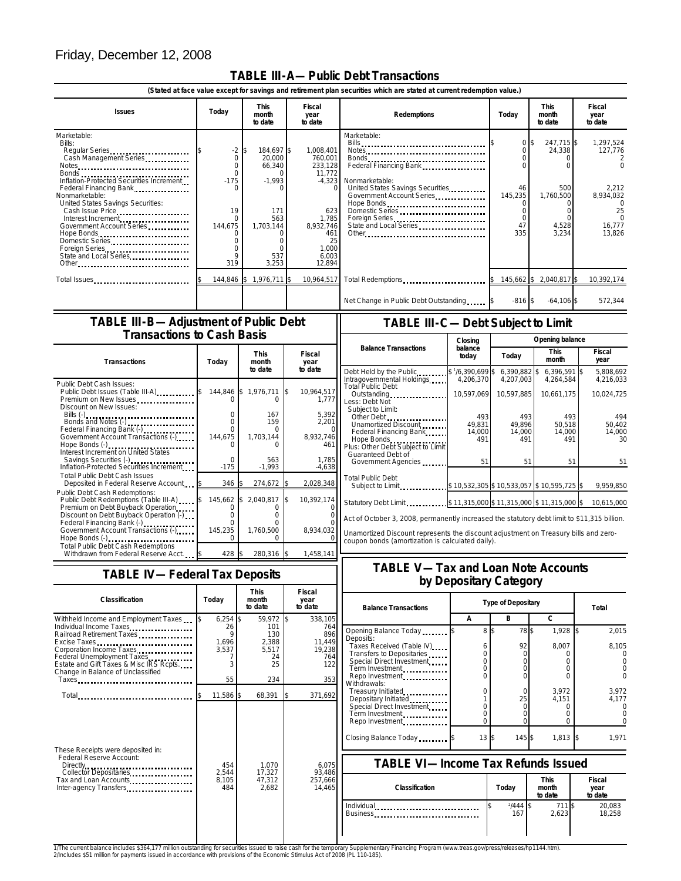Friday, December 12, 2008

## TABLE III-A— Public Debt Transactions

(Stated at face value except for savings and retirement plan securities which are stated at current redemption value.)

| Issues | Today | This month to date | Fiscal year to date |
|---|---|---|---|
| Marketable: | | | |
| Bills: | | | |
| Regular Series | $ -2 | $ 184,697 | $ 1,008,401 |
| Cash Management Series | 0 | 20,000 | 760,001 |
| Notes | 0 | 66,340 | 233,128 |
| Bonds | 0 | 0 | 11,772 |
| Inflation-Protected Securities Increment | -175 | -1,993 | -4,323 |
| Federal Financing Bank | 0 | 0 | 0 |
| Nonmarketable: | | | |
| United States Savings Securities: | | | |
| Cash Issue Price | 19 | 171 | 623 |
| Interest Increment | 0 | 563 | 1,785 |
| Government Account Series | 144,675 | 1,703,144 | 8,932,746 |
| Hope Bonds | 0 | 0 | 461 |
| Domestic Series | 0 | 0 | 25 |
| Foreign Series | 0 | 0 | 1,000 |
| State and Local Series | 9 | 537 | 6,003 |
| Other | 319 | 3,253 | 12,894 |
| Total Issues | $ 144,846 | $ 1,976,711 | $ 10,964,517 |

| Redemptions | Today | This month to date | Fiscal year to date |
|---|---|---|---|
| Marketable: | | | |
| Bills | $ 0 | $ 247,715 | $ 1,297,524 |
| Notes | 0 | 24,338 | 127,776 |
| Bonds | 0 | 0 | 2 |
| Federal Financing Bank | 0 | 0 | 0 |
| Nonmarketable: | | | |
| United States Savings Securities | 46 | 500 | 2,212 |
| Government Account Series | 145,235 | 1,760,500 | 8,934,032 |
| Hope Bonds | 0 | 0 | 0 |
| Domestic Series | 0 | 0 | 25 |
| Foreign Series | 0 | 0 | 0 |
| State and Local Series | 47 | 4,528 | 16,777 |
| Other | 335 | 3,234 | 13,826 |
| Total Redemptions | $ 145,662 | $ 2,040,817 | $ 10,392,174 |
| Net Change in Public Debt Outstanding | $ -816 | $ -64,106 | $ 572,344 |

## TABLE III-B— Adjustment of Public Debt Transactions to Cash Basis

| Transactions | Today | This month to date | Fiscal year to date |
|---|---|---|---|
| Public Debt Cash Issues: | | | |
| Public Debt Issues (Table III-A) | $ 144,846 | $ 1,976,711 | $ 10,964,517 |
| Premium on New Issues | 0 | 0 | 1,777 |
| Discount on New Issues: | | | |
| Bills (-) | 0 | 167 | 5,392 |
| Bonds and Notes (-) | 0 | 159 | 2,201 |
| Federal Financing Bank (-) | 0 | 0 | 0 |
| Government Account Transactions (-) | 144,675 | 1,703,144 | 8,932,746 |
| Hope Bonds (-) | 0 | 0 | 461 |
| Interest Increment on United States Savings Securities (-) | 0 | 563 | 1,785 |
| Inflation-Protected Securities Increment | -175 | -1,993 | -4,638 |
| Total Public Debt Cash Issues Deposited in Federal Reserve Account | $ 346 | $ 274,672 | $ 2,028,348 |
| Public Debt Cash Redemptions: | | | |
| Public Debt Redemptions (Table III-A) | $ 145,662 | $ 2,040,817 | $ 10,392,174 |
| Premium on Debt Buyback Operation | 0 | 0 | 0 |
| Discount on Debt Buyback Operation (-) | 0 | 0 | 0 |
| Federal Financing Bank (-) | 0 | 0 | 0 |
| Government Account Transactions (-) | 145,235 | 1,760,500 | 8,934,032 |
| Hope Bonds (-) | 0 | 0 | 0 |
| Total Public Debt Cash Redemptions Withdrawn from Federal Reserve Acct. | $ 428 | $ 280,316 | $ 1,458,141 |

## TABLE III-C— Debt Subject to Limit

| Balance Transactions | Closing balance today | Opening balance Today | Opening balance This month | Opening balance Fiscal year |
|---|---|---|---|---|
| Debt Held by the Public | $ [1]6,390,699 | $ 6,390,882 | $ 6,396,591 | $ 5,808,692 |
| Intragovernmental Holdings | 4,206,370 | 4,207,003 | 4,264,584 | 4,216,033 |
| Total Public Debt Outstanding | 10,597,069 | 10,597,885 | 10,661,175 | 10,024,725 |
| Less: Debt Not Subject to Limit: | | | | |
| Other Debt | 493 | 493 | 493 | 494 |
| Unamortized Discount | 49,831 | 49,896 | 50,518 | 50,402 |
| Federal Financing Bank | 14,000 | 14,000 | 14,000 | 14,000 |
| Hope Bonds | 491 | 491 | 491 | 30 |
| Plus: Other Debt Subject to Limit Guaranteed Debt of Government Agencies | 51 | 51 | 51 | 51 |
| Total Public Debt Subject to Limit | $ 10,532,305 | $ 10,533,057 | $ 10,595,725 | $ 9,959,850 |
| Statutory Debt Limit | $ 11,315,000 | $ 11,315,000 | $ 11,315,000 | $ 10,615,000 |

Act of October 3, 2008, permanently increased the statutory debt limit to $11,315 billion.

Unamortized Discount represents the discount adjustment on Treasury bills and zero-coupon bonds (amortization is calculated daily).

## TABLE IV— Federal Tax Deposits

| Classification | Today | This month to date | Fiscal year to date |
|---|---|---|---|
| Withheld Income and Employment Taxes | $ 6,254 | $ 59,972 | $ 338,105 |
| Individual Income Taxes | 26 | 101 | 764 |
| Railroad Retirement Taxes | 9 | 130 | 896 |
| Excise Taxes | 1,696 | 2,388 | 11,449 |
| Corporation Income Taxes | 3,537 | 5,517 | 19,238 |
| Federal Unemployment Taxes | 7 | 24 | 764 |
| Estate and Gift Taxes & Misc IRS Rcpts. | 3 | 25 | 122 |
| Change in Balance of Unclassified Taxes | 55 | 234 | 353 |
| Total | $ 11,586 | $ 68,391 | $ 371,692 |
| These Receipts were deposited in: | | | |
| Federal Reserve Account: | | | |
| Directly | 454 | 1,070 | 6,075 |
| Collector Depositaries | 2,544 | 17,327 | 93,486 |
| Tax and Loan Accounts | 8,105 | 47,312 | 257,666 |
| Inter-agency Transfers | 484 | 2,682 | 14,465 |

## TABLE V— Tax and Loan Note Accounts by Depositary Category

| Balance Transactions | Type of Depositary A | B | C | Total |
|---|---|---|---|---|
| Opening Balance Today | $ 8 | $ 78 | $ 1,928 | $ 2,015 |
| Deposits: | | | | |
| Taxes Received (Table IV) | 6 | 92 | 8,007 | 8,105 |
| Transfers to Depositaries | 0 | 0 | 0 | 0 |
| Special Direct Investment | 0 | 0 | 0 | 0 |
| Term Investment | 0 | 0 | 0 | 0 |
| Repo Investment | 0 | 0 | 0 | 0 |
| Withdrawals: | | | | |
| Treasury Initiated | 0 | 0 | 3,972 | 3,972 |
| Depositary Initiated | 1 | 25 | 4,151 | 4,177 |
| Special Direct Investment | 0 | 0 | 0 | 0 |
| Term Investment | 0 | 0 | 0 | 0 |
| Repo Investment | 0 | 0 | 0 | 0 |
| Closing Balance Today | $ 13 | $ 145 | $ 1,813 | $ 1,971 |

## TABLE VI— Income Tax Refunds Issued

| Classification | Today | This month to date | Fiscal year to date |
|---|---|---|---|
| Individual | $ [2]444 | $ 711 | $ 20,083 |
| Business | 167 | 2,623 | 18,258 |

1/The current balance includes $364,177 million outstanding for securities issued to raise cash for the temporary Supplementary Financing Program (www.treas.gov/press/releases/hp1144.htm).
2/Includes $51 million for payments issued in accordance with provisions of the Economic Stimulus Act of 2008 (PL 110-185).